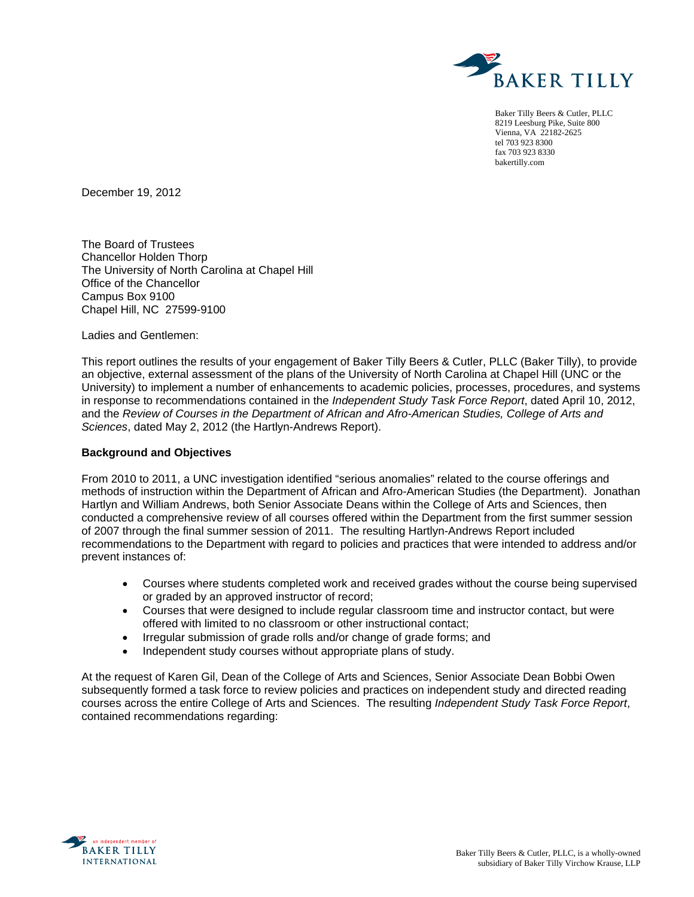Baker Tilly Beers & Cutler, PLLC
8219 Leesburg Pike, Suite 800
Vienna, VA 22182-2625
tel 703 923 8300
fax 703 923 8330
bakertilly.com

December 19, 2012

The Board of Trustees
Chancellor Holden Thorp
The University of North Carolina at Chapel Hill
Office of the Chancellor
Campus Box 9100
Chapel Hill, NC 27599-9100

Ladies and Gentlemen:

This report outlines the results of your engagement of Baker Tilly Beers & Cutler, PLLC (Baker Tilly), to provide an objective, external assessment of the plans of the University of North Carolina at Chapel Hill (UNC or the University) to implement a number of enhancements to academic policies, processes, procedures, and systems in response to recommendations contained in the *Independent Study Task Force Report*, dated April 10, 2012, and the *Review of Courses in the Department of African and Afro-American Studies, College of Arts and Sciences*, dated May 2, 2012 (the Hartlyn-Andrews Report).

**Background and Objectives**

From 2010 to 2011, a UNC investigation identified "serious anomalies" related to the course offerings and methods of instruction within the Department of African and Afro-American Studies (the Department). Jonathan Hartlyn and William Andrews, both Senior Associate Deans within the College of Arts and Sciences, then conducted a comprehensive review of all courses offered within the Department from the first summer session of 2007 through the final summer session of 2011. The resulting Hartlyn-Andrews Report included recommendations to the Department with regard to policies and practices that were intended to address and/or prevent instances of:

- Courses where students completed work and received grades without the course being supervised or graded by an approved instructor of record;
- Courses that were designed to include regular classroom time and instructor contact, but were offered with limited to no classroom or other instructional contact;
- Irregular submission of grade rolls and/or change of grade forms; and
- Independent study courses without appropriate plans of study.

At the request of Karen Gil, Dean of the College of Arts and Sciences, Senior Associate Dean Bobbi Owen subsequently formed a task force to review policies and practices on independent study and directed reading courses across the entire College of Arts and Sciences. The resulting *Independent Study Task Force Report*, contained recommendations regarding:

Baker Tilly Beers & Cutler, PLLC, is a wholly-owned subsidiary of Baker Tilly Virchow Krause, LLP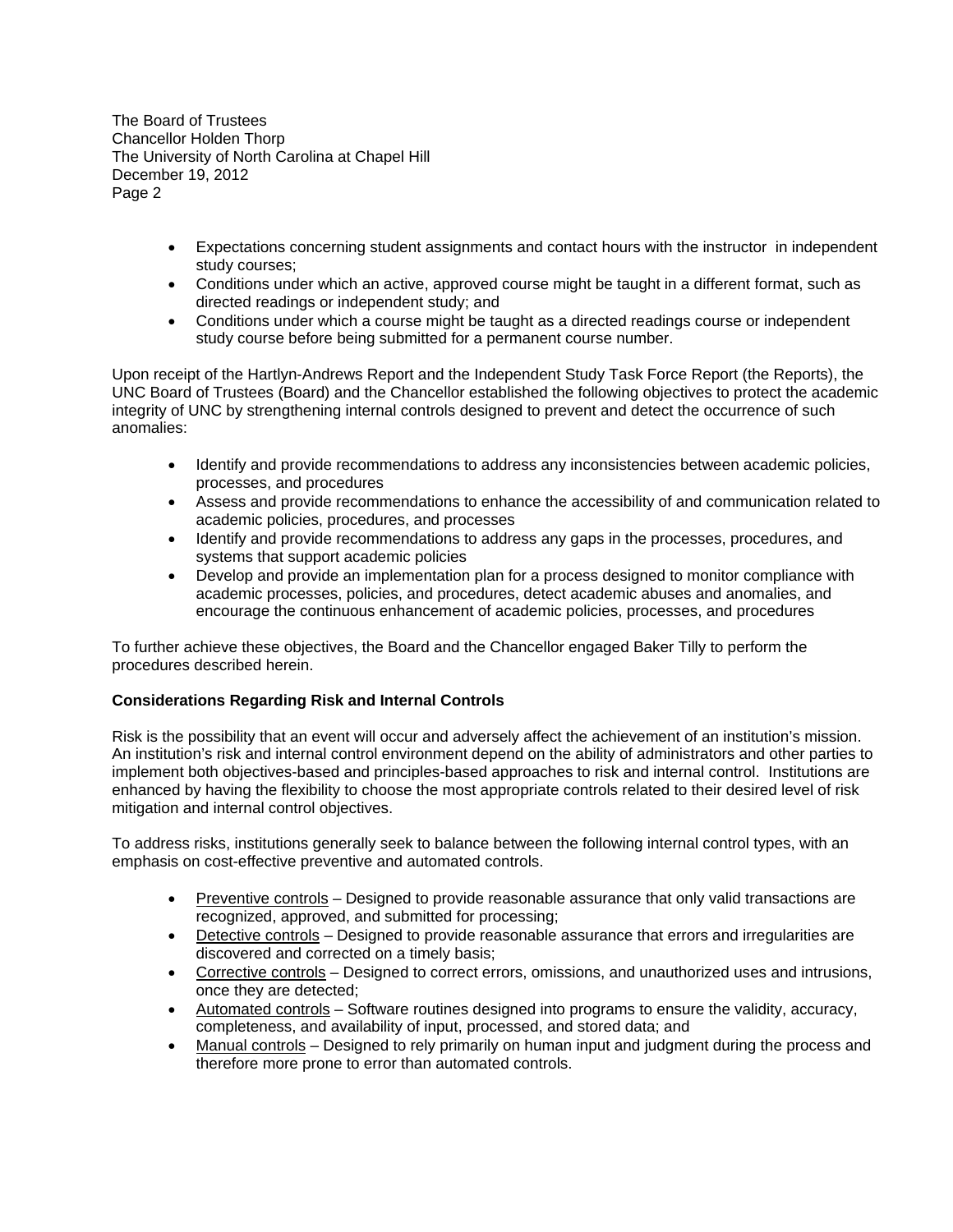- Expectations concerning student assignments and contact hours with the instructor in independent study courses;
- Conditions under which an active, approved course might be taught in a different format, such as directed readings or independent study; and
- Conditions under which a course might be taught as a directed readings course or independent study course before being submitted for a permanent course number.

Upon receipt of the Hartlyn-Andrews Report and the Independent Study Task Force Report (the Reports), the UNC Board of Trustees (Board) and the Chancellor established the following objectives to protect the academic integrity of UNC by strengthening internal controls designed to prevent and detect the occurrence of such anomalies:

- Identify and provide recommendations to address any inconsistencies between academic policies, processes, and procedures
- Assess and provide recommendations to enhance the accessibility of and communication related to academic policies, procedures, and processes
- Identify and provide recommendations to address any gaps in the processes, procedures, and systems that support academic policies
- Develop and provide an implementation plan for a process designed to monitor compliance with academic processes, policies, and procedures, detect academic abuses and anomalies, and encourage the continuous enhancement of academic policies, processes, and procedures

To further achieve these objectives, the Board and the Chancellor engaged Baker Tilly to perform the procedures described herein.

**Considerations Regarding Risk and Internal Controls**

Risk is the possibility that an event will occur and adversely affect the achievement of an institution's mission. An institution's risk and internal control environment depend on the ability of administrators and other parties to implement both objectives-based and principles-based approaches to risk and internal control. Institutions are enhanced by having the flexibility to choose the most appropriate controls related to their desired level of risk mitigation and internal control objectives.

To address risks, institutions generally seek to balance between the following internal control types, with an emphasis on cost-effective preventive and automated controls.

- Preventive controls – Designed to provide reasonable assurance that only valid transactions are recognized, approved, and submitted for processing;
- Detective controls – Designed to provide reasonable assurance that errors and irregularities are discovered and corrected on a timely basis;
- Corrective controls – Designed to correct errors, omissions, and unauthorized uses and intrusions, once they are detected;
- Automated controls – Software routines designed into programs to ensure the validity, accuracy, completeness, and availability of input, processed, and stored data; and
- Manual controls – Designed to rely primarily on human input and judgment during the process and therefore more prone to error than automated controls.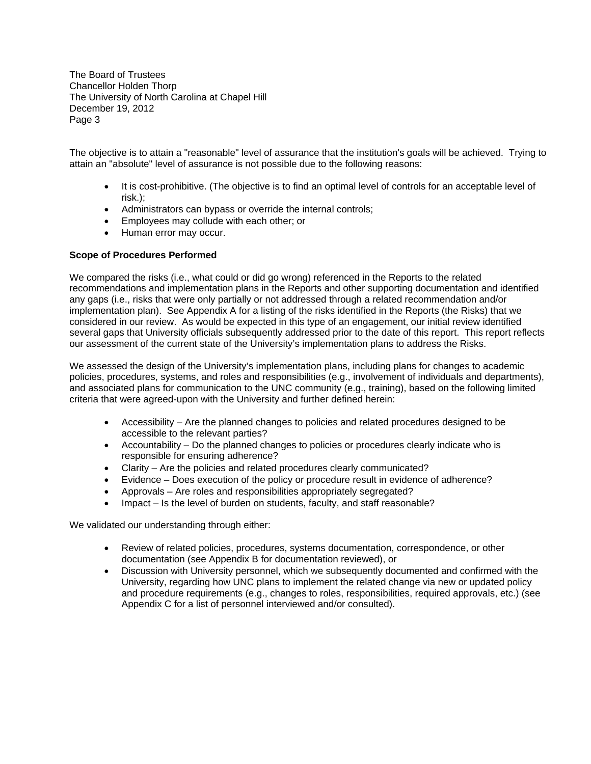The objective is to attain a "reasonable" level of assurance that the institution's goals will be achieved. Trying to attain an "absolute" level of assurance is not possible due to the following reasons:

- It is cost-prohibitive. (The objective is to find an optimal level of controls for an acceptable level of risk.);
- Administrators can bypass or override the internal controls;
- Employees may collude with each other; or
- Human error may occur.

**Scope of Procedures Performed**

We compared the risks (i.e., what could or did go wrong) referenced in the Reports to the related recommendations and implementation plans in the Reports and other supporting documentation and identified any gaps (i.e., risks that were only partially or not addressed through a related recommendation and/or implementation plan). See Appendix A for a listing of the risks identified in the Reports (the Risks) that we considered in our review. As would be expected in this type of an engagement, our initial review identified several gaps that University officials subsequently addressed prior to the date of this report. This report reflects our assessment of the current state of the University's implementation plans to address the Risks.

We assessed the design of the University's implementation plans, including plans for changes to academic policies, procedures, systems, and roles and responsibilities (e.g., involvement of individuals and departments), and associated plans for communication to the UNC community (e.g., training), based on the following limited criteria that were agreed-upon with the University and further defined herein:

- Accessibility – Are the planned changes to policies and related procedures designed to be accessible to the relevant parties?
- Accountability – Do the planned changes to policies or procedures clearly indicate who is responsible for ensuring adherence?
- Clarity – Are the policies and related procedures clearly communicated?
- Evidence – Does execution of the policy or procedure result in evidence of adherence?
- Approvals – Are roles and responsibilities appropriately segregated?
- Impact – Is the level of burden on students, faculty, and staff reasonable?

We validated our understanding through either:

- Review of related policies, procedures, systems documentation, correspondence, or other documentation (see Appendix B for documentation reviewed), or
- Discussion with University personnel, which we subsequently documented and confirmed with the University, regarding how UNC plans to implement the related change via new or updated policy and procedure requirements (e.g., changes to roles, responsibilities, required approvals, etc.) (see Appendix C for a list of personnel interviewed and/or consulted).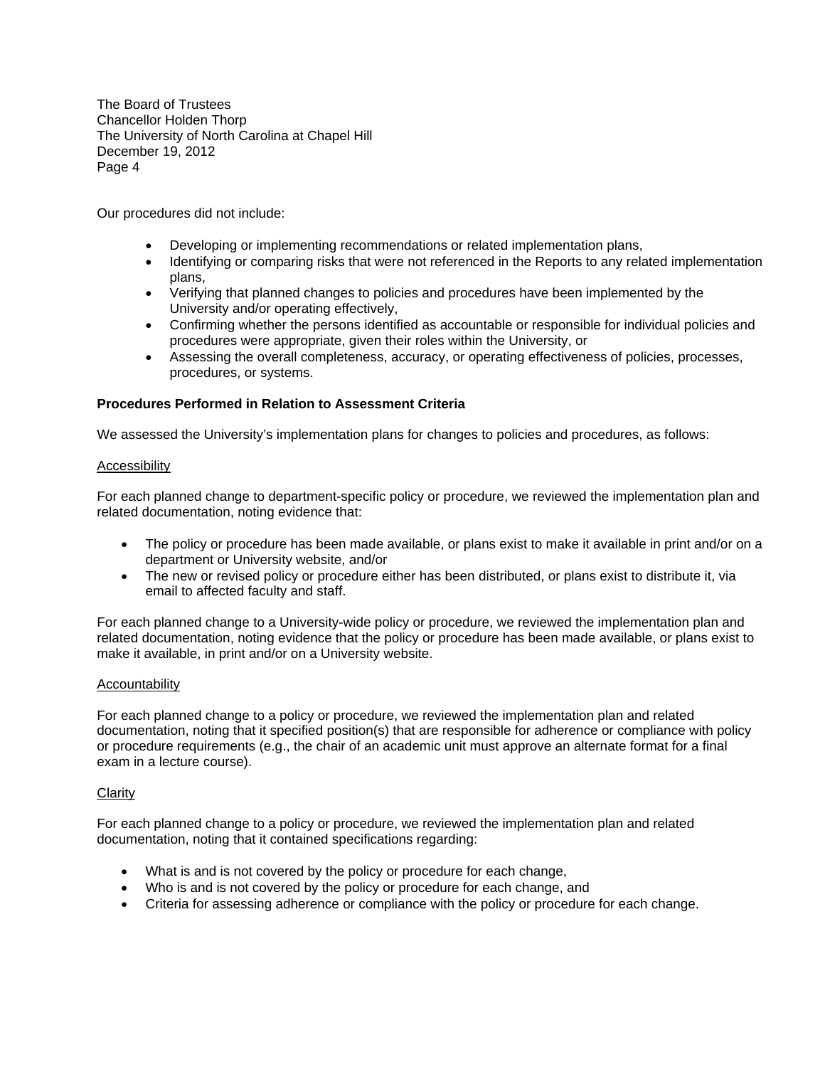Our procedures did not include:

- Developing or implementing recommendations or related implementation plans,
- Identifying or comparing risks that were not referenced in the Reports to any related implementation plans,
- Verifying that planned changes to policies and procedures have been implemented by the University and/or operating effectively,
- Confirming whether the persons identified as accountable or responsible for individual policies and procedures were appropriate, given their roles within the University, or
- Assessing the overall completeness, accuracy, or operating effectiveness of policies, processes, procedures, or systems.

**Procedures Performed in Relation to Assessment Criteria**

We assessed the University's implementation plans for changes to policies and procedures, as follows:

Accessibility

For each planned change to department-specific policy or procedure, we reviewed the implementation plan and related documentation, noting evidence that:

- The policy or procedure has been made available, or plans exist to make it available in print and/or on a department or University website, and/or
- The new or revised policy or procedure either has been distributed, or plans exist to distribute it, via email to affected faculty and staff.

For each planned change to a University-wide policy or procedure, we reviewed the implementation plan and related documentation, noting evidence that the policy or procedure has been made available, or plans exist to make it available, in print and/or on a University website.

Accountability

For each planned change to a policy or procedure, we reviewed the implementation plan and related documentation, noting that it specified position(s) that are responsible for adherence or compliance with policy or procedure requirements (e.g., the chair of an academic unit must approve an alternate format for a final exam in a lecture course).

Clarity

For each planned change to a policy or procedure, we reviewed the implementation plan and related documentation, noting that it contained specifications regarding:

- What is and is not covered by the policy or procedure for each change,
- Who is and is not covered by the policy or procedure for each change, and
- Criteria for assessing adherence or compliance with the policy or procedure for each change.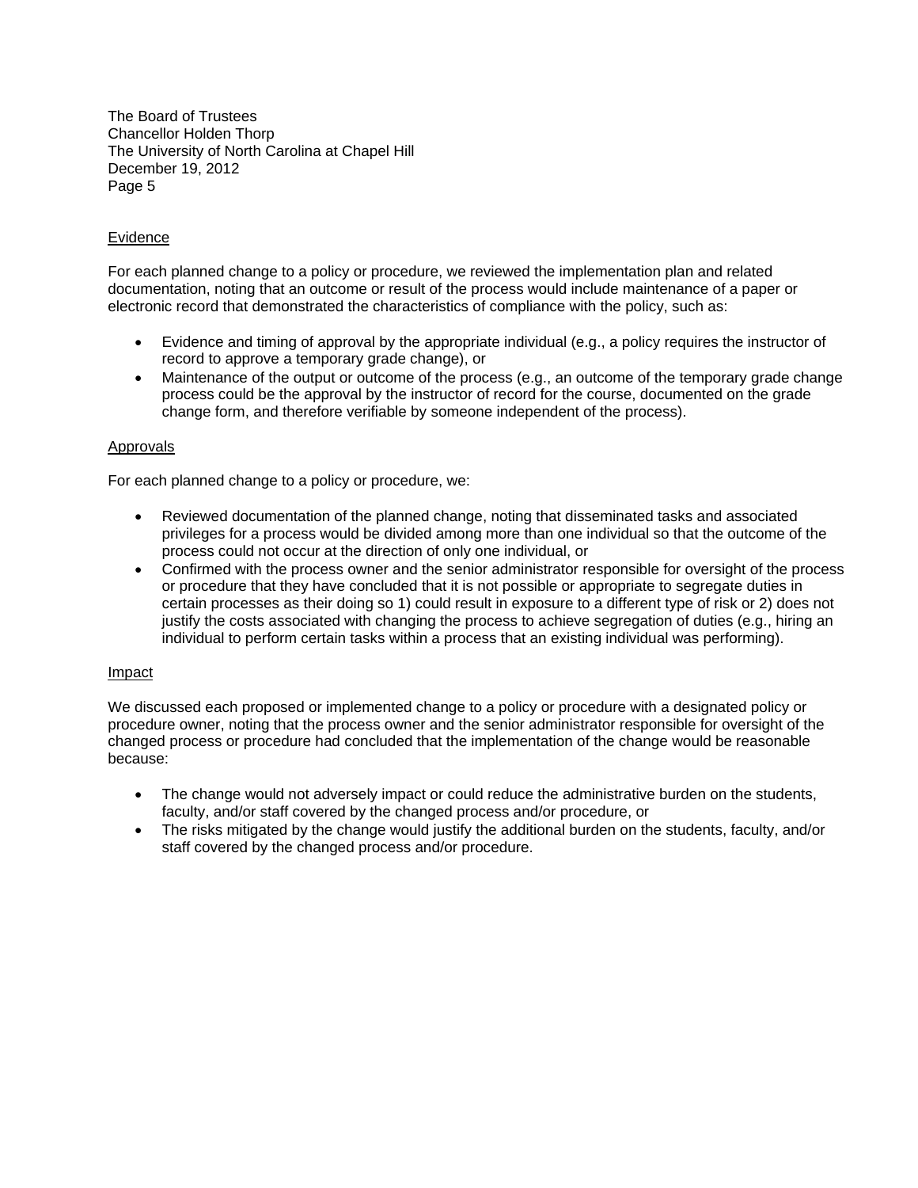The Board of Trustees
Chancellor Holden Thorp
The University of North Carolina at Chapel Hill
December 19, 2012

Evidence

For each planned change to a policy or procedure, we reviewed the implementation plan and related documentation, noting that an outcome or result of the process would include maintenance of a paper or electronic record that demonstrated the characteristics of compliance with the policy, such as:

- Evidence and timing of approval by the appropriate individual (e.g., a policy requires the instructor of record to approve a temporary grade change), or
- Maintenance of the output or outcome of the process (e.g., an outcome of the temporary grade change process could be the approval by the instructor of record for the course, documented on the grade change form, and therefore verifiable by someone independent of the process).

Approvals

For each planned change to a policy or procedure, we:

- Reviewed documentation of the planned change, noting that disseminated tasks and associated privileges for a process would be divided among more than one individual so that the outcome of the process could not occur at the direction of only one individual, or
- Confirmed with the process owner and the senior administrator responsible for oversight of the process or procedure that they have concluded that it is not possible or appropriate to segregate duties in certain processes as their doing so 1) could result in exposure to a different type of risk or 2) does not justify the costs associated with changing the process to achieve segregation of duties (e.g., hiring an individual to perform certain tasks within a process that an existing individual was performing).

Impact

We discussed each proposed or implemented change to a policy or procedure with a designated policy or procedure owner, noting that the process owner and the senior administrator responsible for oversight of the changed process or procedure had concluded that the implementation of the change would be reasonable because:

- The change would not adversely impact or could reduce the administrative burden on the students, faculty, and/or staff covered by the changed process and/or procedure, or
- The risks mitigated by the change would justify the additional burden on the students, faculty, and/or staff covered by the changed process and/or procedure.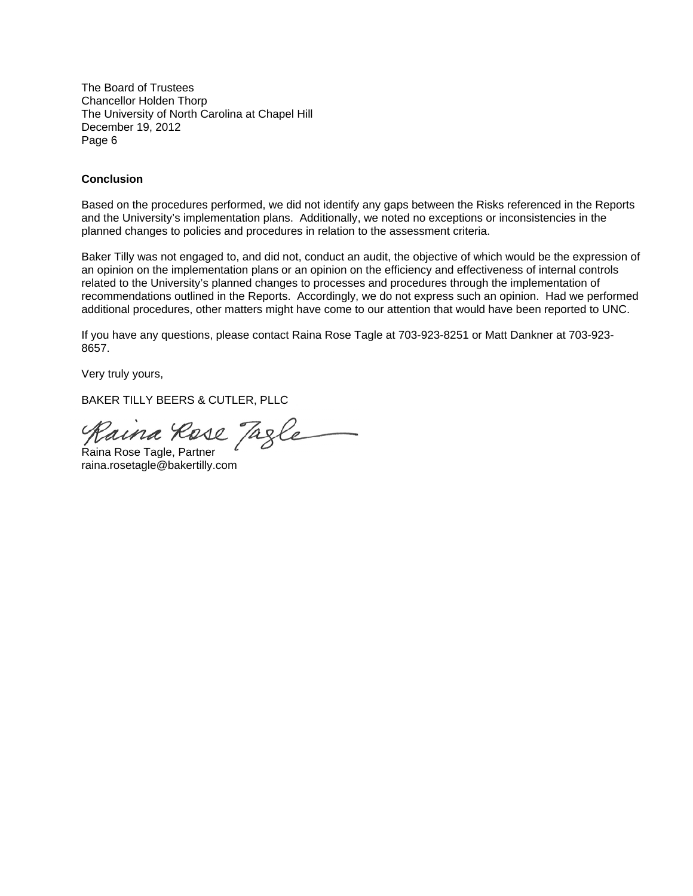The Board of Trustees
Chancellor Holden Thorp
The University of North Carolina at Chapel Hill
December 19, 2012
Page 6

**Conclusion**

Based on the procedures performed, we did not identify any gaps between the Risks referenced in the Reports and the University's implementation plans. Additionally, we noted no exceptions or inconsistencies in the planned changes to policies and procedures in relation to the assessment criteria.

Baker Tilly was not engaged to, and did not, conduct an audit, the objective of which would be the expression of an opinion on the implementation plans or an opinion on the efficiency and effectiveness of internal controls related to the University's planned changes to processes and procedures through the implementation of recommendations outlined in the Reports. Accordingly, we do not express such an opinion. Had we performed additional procedures, other matters might have come to our attention that would have been reported to UNC.

If you have any questions, please contact Raina Rose Tagle at 703-923-8251 or Matt Dankner at 703-923-8657.

Very truly yours,

BAKER TILLY BEERS & CUTLER, PLLC

Raina Rose Tagle

Raina Rose Tagle, Partner
raina.rosetagle@bakertilly.com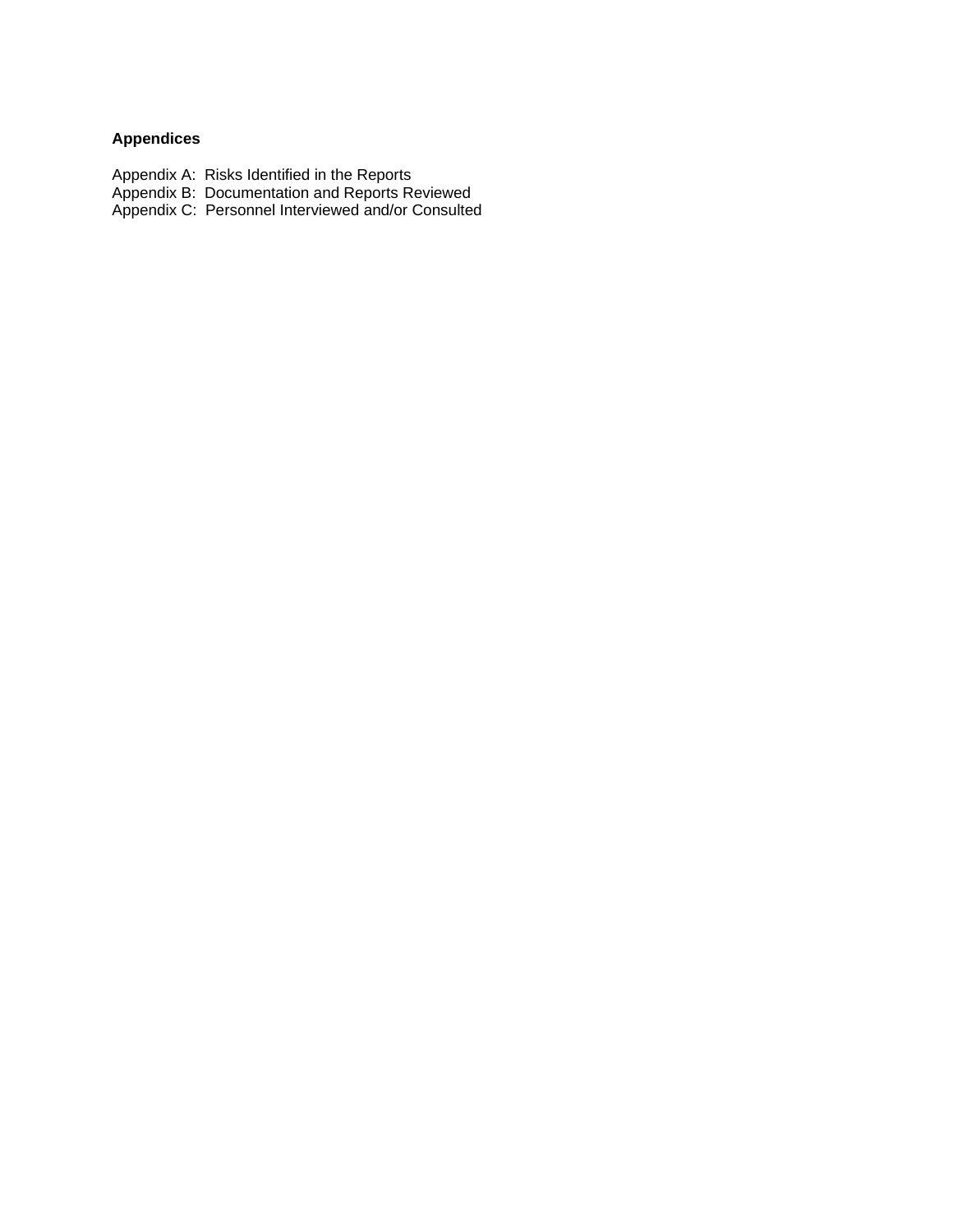**Appendices**

Appendix A: Risks Identified in the Reports
Appendix B: Documentation and Reports Reviewed
Appendix C: Personnel Interviewed and/or Consulted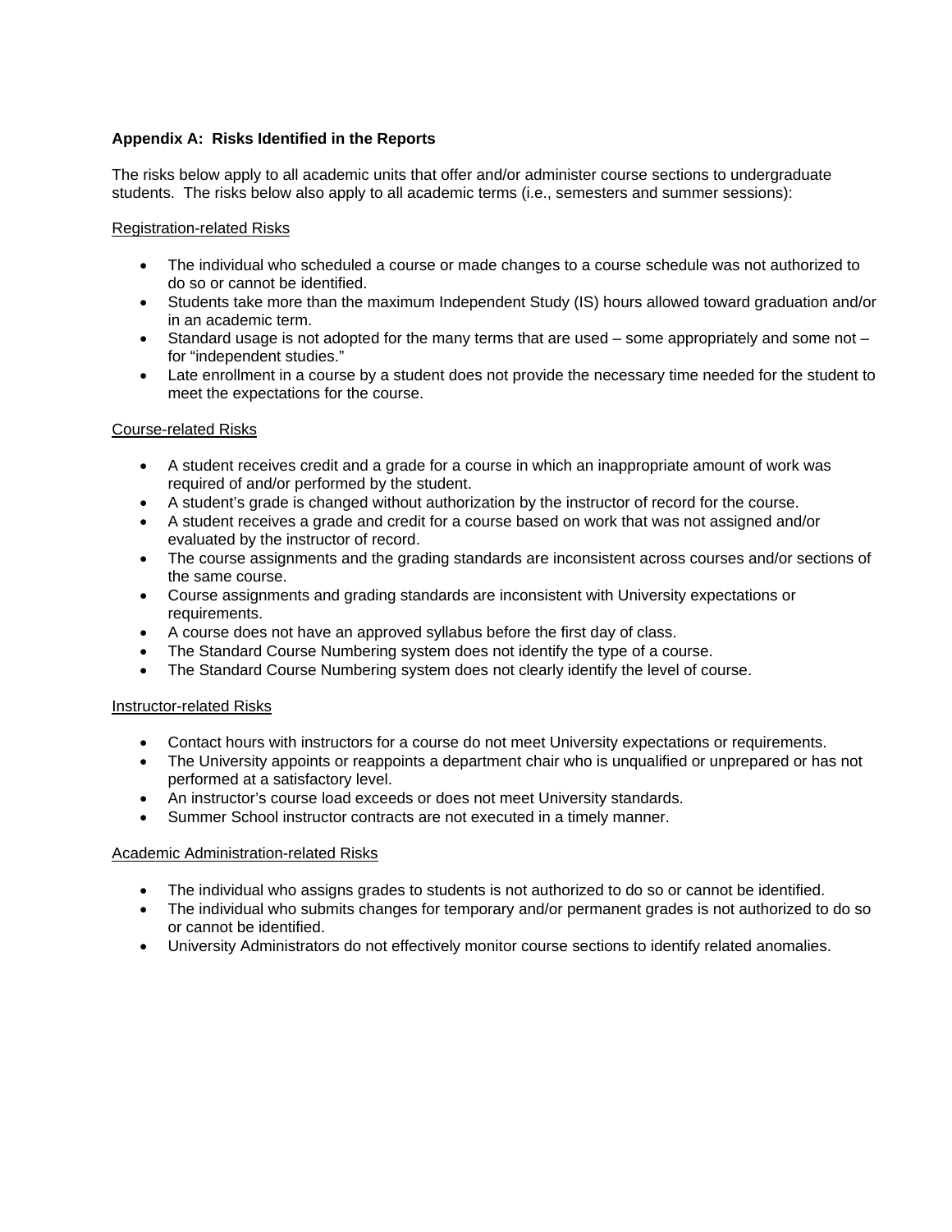## Appendix A: Risks Identified in the Reports

The risks below apply to all academic units that offer and/or administer course sections to undergraduate students. The risks below also apply to all academic terms (i.e., semesters and summer sessions):

Registration-related Risks

- The individual who scheduled a course or made changes to a course schedule was not authorized to do so or cannot be identified.
- Students take more than the maximum Independent Study (IS) hours allowed toward graduation and/or in an academic term.
- Standard usage is not adopted for the many terms that are used – some appropriately and some not – for "independent studies."
- Late enrollment in a course by a student does not provide the necessary time needed for the student to meet the expectations for the course.

Course-related Risks

- A student receives credit and a grade for a course in which an inappropriate amount of work was required of and/or performed by the student.
- A student's grade is changed without authorization by the instructor of record for the course.
- A student receives a grade and credit for a course based on work that was not assigned and/or evaluated by the instructor of record.
- The course assignments and the grading standards are inconsistent across courses and/or sections of the same course.
- Course assignments and grading standards are inconsistent with University expectations or requirements.
- A course does not have an approved syllabus before the first day of class.
- The Standard Course Numbering system does not identify the type of a course.
- The Standard Course Numbering system does not clearly identify the level of course.

Instructor-related Risks

- Contact hours with instructors for a course do not meet University expectations or requirements.
- The University appoints or reappoints a department chair who is unqualified or unprepared or has not performed at a satisfactory level.
- An instructor's course load exceeds or does not meet University standards.
- Summer School instructor contracts are not executed in a timely manner.

Academic Administration-related Risks

- The individual who assigns grades to students is not authorized to do so or cannot be identified.
- The individual who submits changes for temporary and/or permanent grades is not authorized to do so or cannot be identified.
- University Administrators do not effectively monitor course sections to identify related anomalies.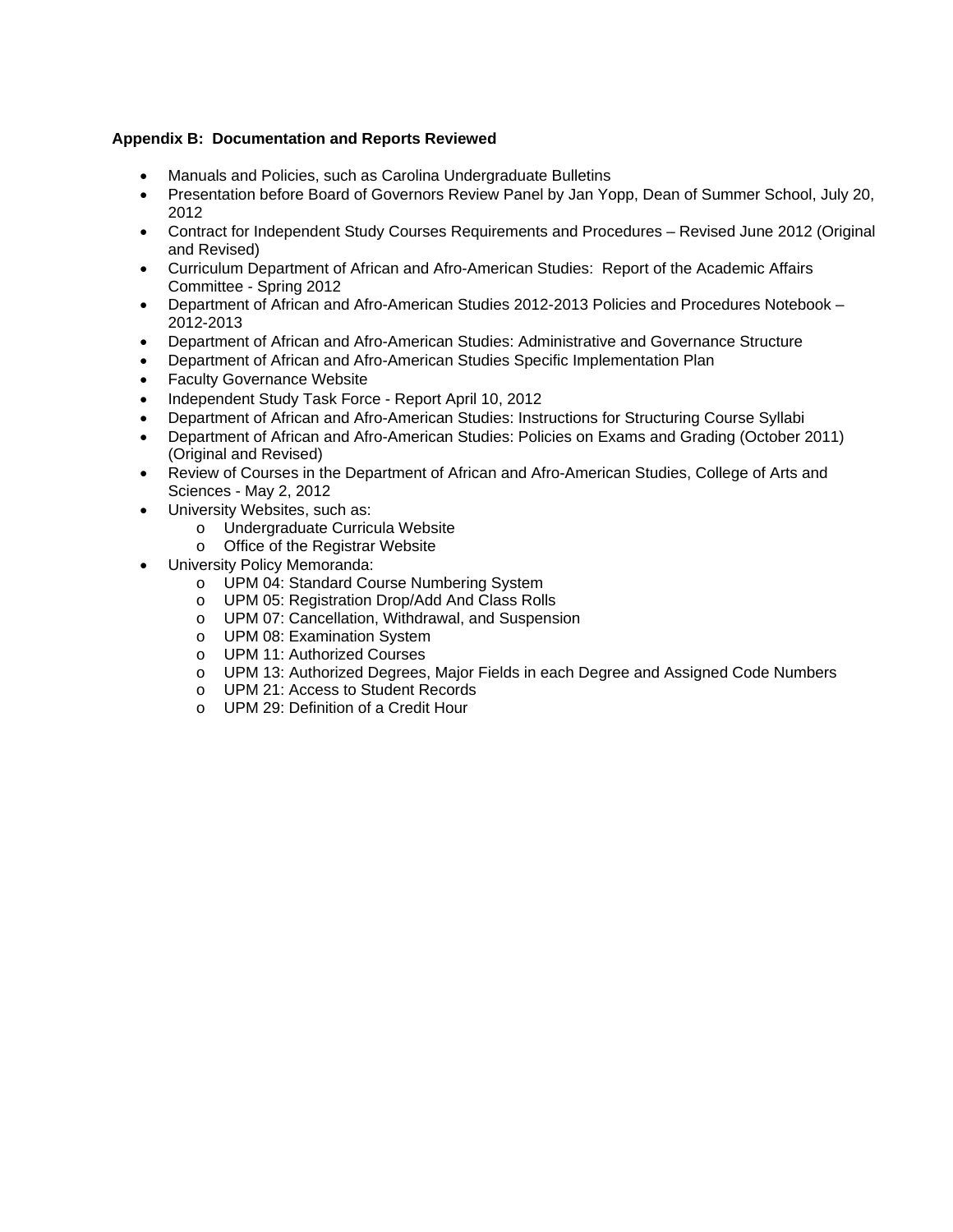**Appendix B: Documentation and Reports Reviewed**

- Manuals and Policies, such as Carolina Undergraduate Bulletins
- Presentation before Board of Governors Review Panel by Jan Yopp, Dean of Summer School, July 20, 2012
- Contract for Independent Study Courses Requirements and Procedures – Revised June 2012 (Original and Revised)
- Curriculum Department of African and Afro-American Studies: Report of the Academic Affairs Committee - Spring 2012
- Department of African and Afro-American Studies 2012-2013 Policies and Procedures Notebook – 2012-2013
- Department of African and Afro-American Studies: Administrative and Governance Structure
- Department of African and Afro-American Studies Specific Implementation Plan
- Faculty Governance Website
- Independent Study Task Force - Report April 10, 2012
- Department of African and Afro-American Studies: Instructions for Structuring Course Syllabi
- Department of African and Afro-American Studies: Policies on Exams and Grading (October 2011) (Original and Revised)
- Review of Courses in the Department of African and Afro-American Studies, College of Arts and Sciences - May 2, 2012
- University Websites, such as:
  - Undergraduate Curricula Website
  - Office of the Registrar Website
- University Policy Memoranda:
  - UPM 04: Standard Course Numbering System
  - UPM 05: Registration Drop/Add And Class Rolls
  - UPM 07: Cancellation, Withdrawal, and Suspension
  - UPM 08: Examination System
  - UPM 11: Authorized Courses
  - UPM 13: Authorized Degrees, Major Fields in each Degree and Assigned Code Numbers
  - UPM 21: Access to Student Records
  - UPM 29: Definition of a Credit Hour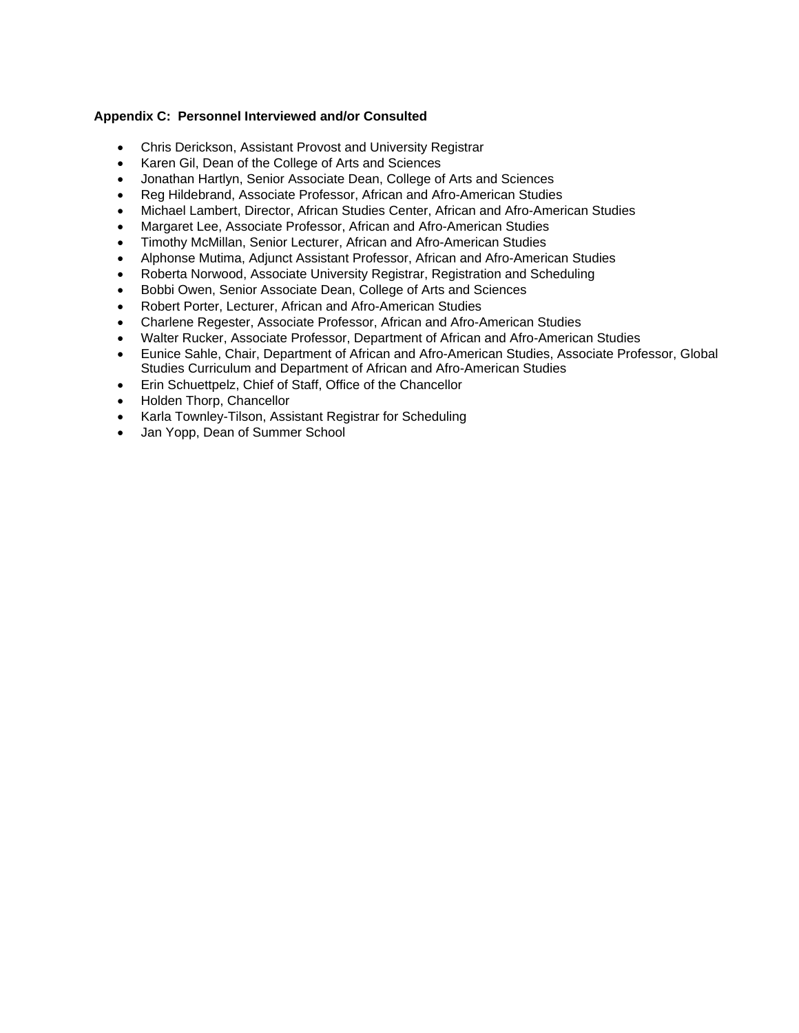**Appendix C: Personnel Interviewed and/or Consulted**

- Chris Derickson, Assistant Provost and University Registrar
- Karen Gil, Dean of the College of Arts and Sciences
- Jonathan Hartlyn, Senior Associate Dean, College of Arts and Sciences
- Reg Hildebrand, Associate Professor, African and Afro-American Studies
- Michael Lambert, Director, African Studies Center, African and Afro-American Studies
- Margaret Lee, Associate Professor, African and Afro-American Studies
- Timothy McMillan, Senior Lecturer, African and Afro-American Studies
- Alphonse Mutima, Adjunct Assistant Professor, African and Afro-American Studies
- Roberta Norwood, Associate University Registrar, Registration and Scheduling
- Bobbi Owen, Senior Associate Dean, College of Arts and Sciences
- Robert Porter, Lecturer, African and Afro-American Studies
- Charlene Regester, Associate Professor, African and Afro-American Studies
- Walter Rucker, Associate Professor, Department of African and Afro-American Studies
- Eunice Sahle, Chair, Department of African and Afro-American Studies, Associate Professor, Global Studies Curriculum and Department of African and Afro-American Studies
- Erin Schuettpelz, Chief of Staff, Office of the Chancellor
- Holden Thorp, Chancellor
- Karla Townley-Tilson, Assistant Registrar for Scheduling
- Jan Yopp, Dean of Summer School